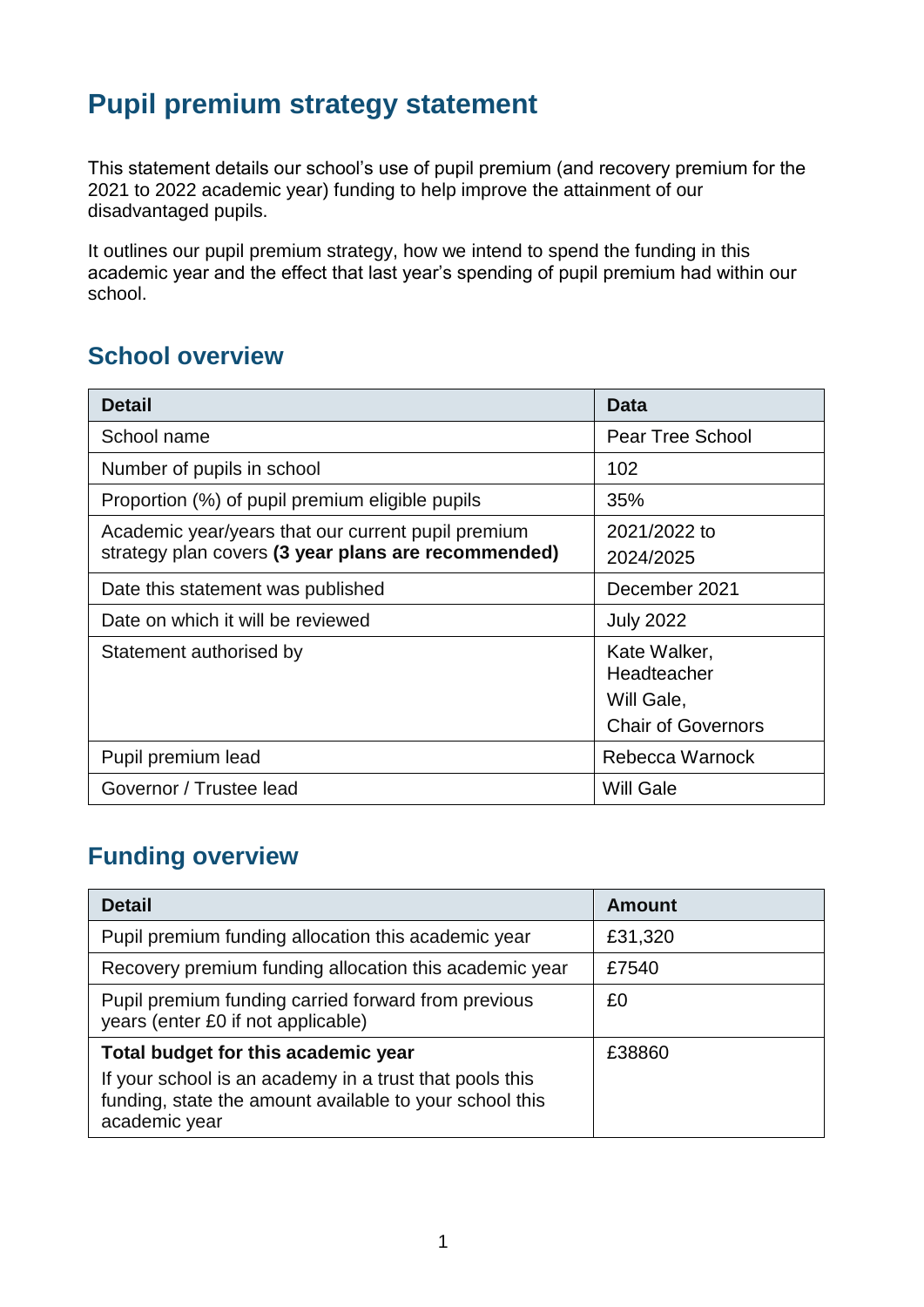# Pupil premium strategy statement

This statement details our school's use of pupil premium (and recovery premium for the 2021 to 2022 academic year) funding to help improve the attainment of our disadvantaged pupils.

It outlines our pupil premium strategy, how we intend to spend the funding in this academic year and the effect that last year's spending of pupil premium had within our school.

## School overview

| Detail | Data |
|---|---|
| School name | Pear Tree School |
| Number of pupils in school | 102 |
| Proportion (%) of pupil premium eligible pupils | 35% |
| Academic year/years that our current pupil premium strategy plan covers **(3 year plans are recommended)** | 2021/2022 to 2024/2025 |
| Date this statement was published | December 2021 |
| Date on which it will be reviewed | July 2022 |
| Statement authorised by | Kate Walker, Headteacher<br>Will Gale,<br>Chair of Governors |
| Pupil premium lead | Rebecca Warnock |
| Governor / Trustee lead | Will Gale |

## Funding overview

| Detail | Amount |
|---|---|
| Pupil premium funding allocation this academic year | £31,320 |
| Recovery premium funding allocation this academic year | £7540 |
| Pupil premium funding carried forward from previous years (enter £0 if not applicable) | £0 |
| **Total budget for this academic year**<br>If your school is an academy in a trust that pools this funding, state the amount available to your school this academic year | £38860 |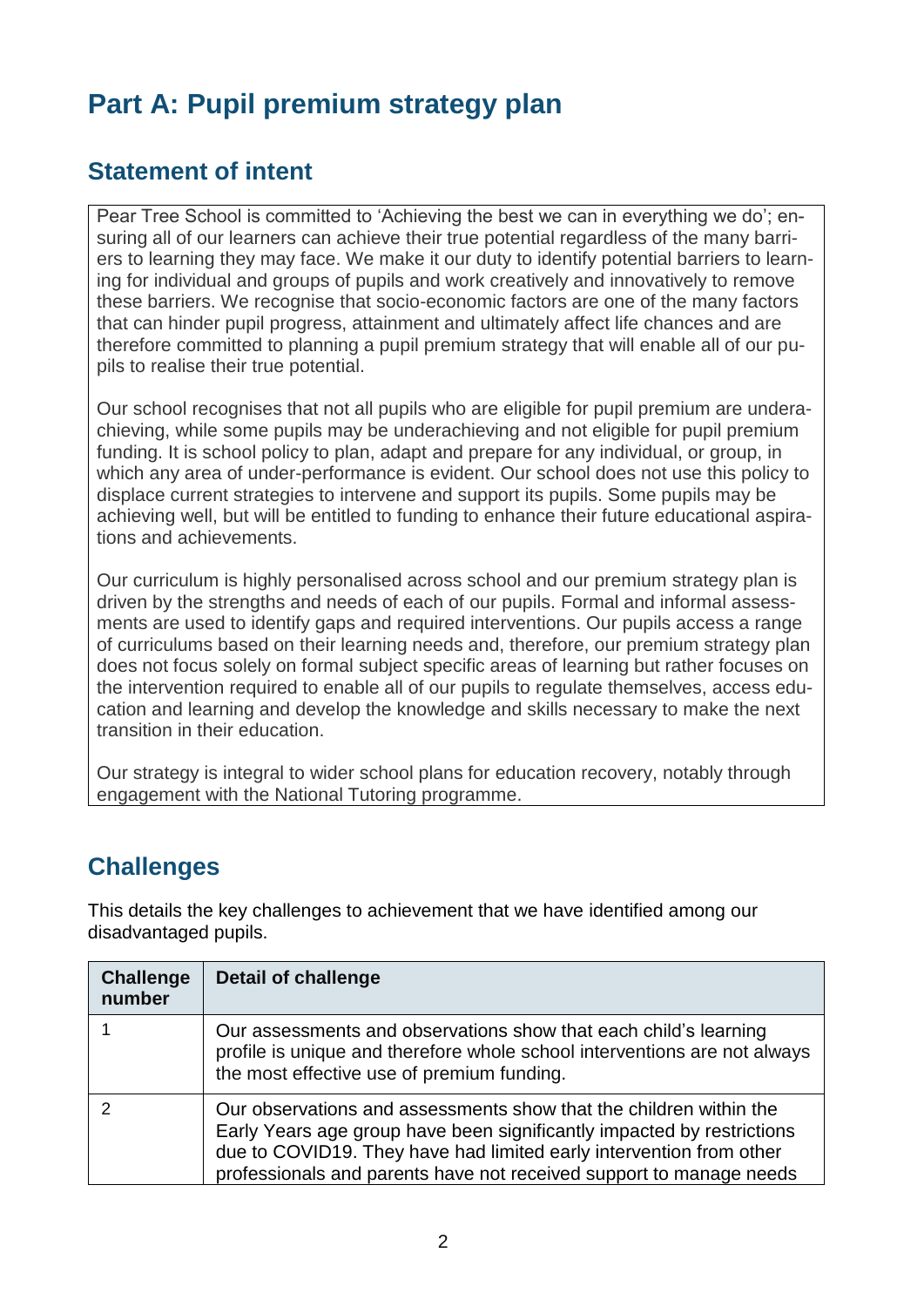# Part A: Pupil premium strategy plan

## Statement of intent

Pear Tree School is committed to 'Achieving the best we can in everything we do'; ensuring all of our learners can achieve their true potential regardless of the many barriers to learning they may face. We make it our duty to identify potential barriers to learning for individual and groups of pupils and work creatively and innovatively to remove these barriers. We recognise that socio-economic factors are one of the many factors that can hinder pupil progress, attainment and ultimately affect life chances and are therefore committed to planning a pupil premium strategy that will enable all of our pupils to realise their true potential.

Our school recognises that not all pupils who are eligible for pupil premium are underachieving, while some pupils may be underachieving and not eligible for pupil premium funding. It is school policy to plan, adapt and prepare for any individual, or group, in which any area of under-performance is evident. Our school does not use this policy to displace current strategies to intervene and support its pupils. Some pupils may be achieving well, but will be entitled to funding to enhance their future educational aspirations and achievements.

Our curriculum is highly personalised across school and our premium strategy plan is driven by the strengths and needs of each of our pupils. Formal and informal assessments are used to identify gaps and required interventions. Our pupils access a range of curriculums based on their learning needs and, therefore, our premium strategy plan does not focus solely on formal subject specific areas of learning but rather focuses on the intervention required to enable all of our pupils to regulate themselves, access education and learning and develop the knowledge and skills necessary to make the next transition in their education.

Our strategy is integral to wider school plans for education recovery, notably through engagement with the National Tutoring programme.

## Challenges

This details the key challenges to achievement that we have identified among our disadvantaged pupils.

| Challenge number | Detail of challenge |
|---|---|
| 1 | Our assessments and observations show that each child's learning profile is unique and therefore whole school interventions are not always the most effective use of premium funding. |
| 2 | Our observations and assessments show that the children within the Early Years age group have been significantly impacted by restrictions due to COVID19. They have had limited early intervention from other professionals and parents have not received support to manage needs |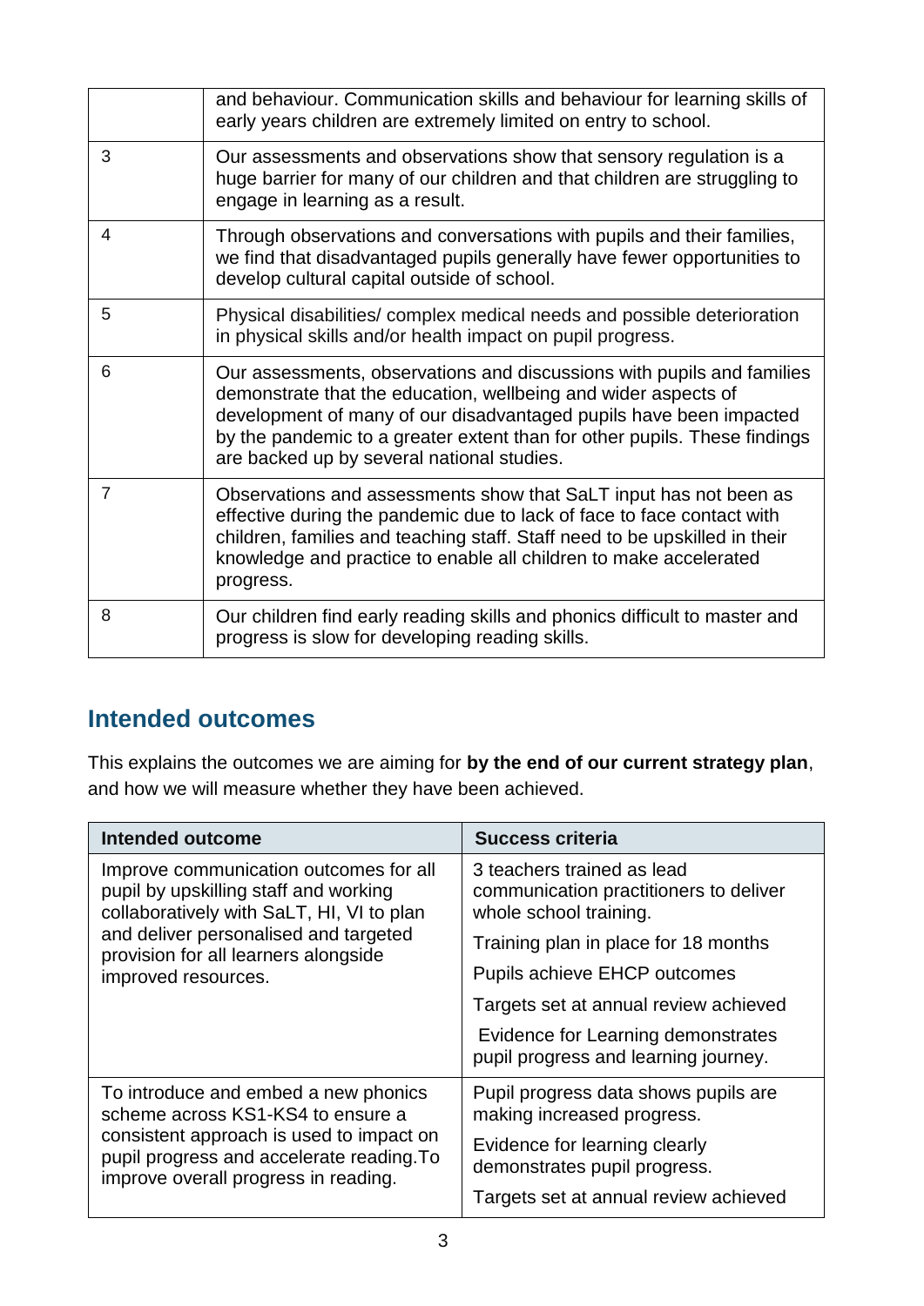| | |
|---|---|
| | and behaviour. Communication skills and behaviour for learning skills of early years children are extremely limited on entry to school. |
| 3 | Our assessments and observations show that sensory regulation is a huge barrier for many of our children and that children are struggling to engage in learning as a result. |
| 4 | Through observations and conversations with pupils and their families, we find that disadvantaged pupils generally have fewer opportunities to develop cultural capital outside of school. |
| 5 | Physical disabilities/ complex medical needs and possible deterioration in physical skills and/or health impact on pupil progress. |
| 6 | Our assessments, observations and discussions with pupils and families demonstrate that the education, wellbeing and wider aspects of development of many of our disadvantaged pupils have been impacted by the pandemic to a greater extent than for other pupils. These findings are backed up by several national studies. |
| 7 | Observations and assessments show that SaLT input has not been as effective during the pandemic due to lack of face to face contact with children, families and teaching staff. Staff need to be upskilled in their knowledge and practice to enable all children to make accelerated progress. |
| 8 | Our children find early reading skills and phonics difficult to master and progress is slow for developing reading skills. |

## Intended outcomes

This explains the outcomes we are aiming for **by the end of our current strategy plan**, and how we will measure whether they have been achieved.

| Intended outcome | Success criteria |
|---|---|
| Improve communication outcomes for all pupil by upskilling staff and working collaboratively with SaLT, HI, VI to plan and deliver personalised and targeted provision for all learners alongside improved resources. | 3 teachers trained as lead communication practitioners to deliver whole school training.<br>Training plan in place for 18 months<br>Pupils achieve EHCP outcomes<br>Targets set at annual review achieved<br>Evidence for Learning demonstrates pupil progress and learning journey. |
| To introduce and embed a new phonics scheme across KS1-KS4 to ensure a consistent approach is used to impact on pupil progress and accelerate reading.To improve overall progress in reading. | Pupil progress data shows pupils are making increased progress.<br>Evidence for learning clearly demonstrates pupil progress.<br>Targets set at annual review achieved |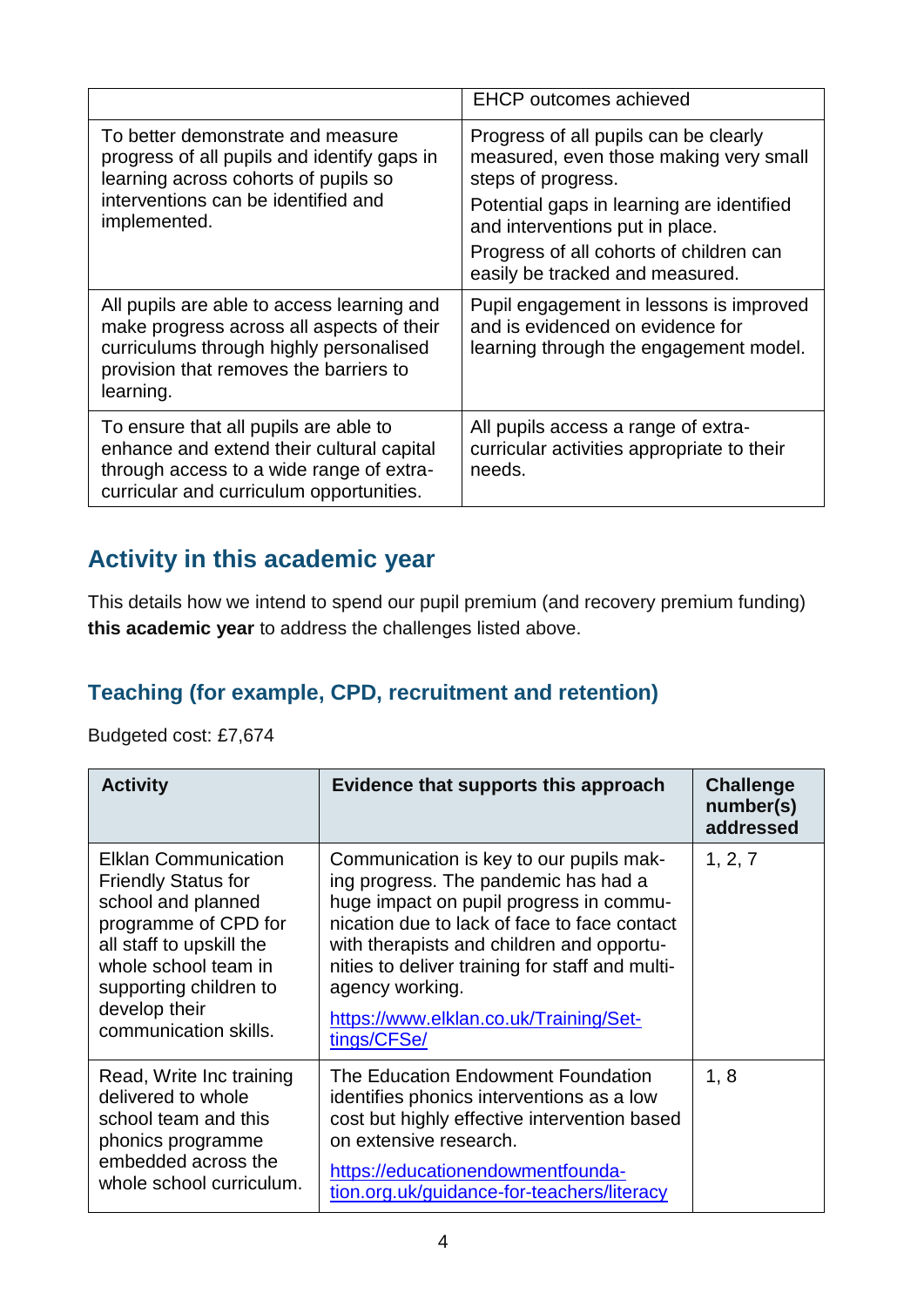| | EHCP outcomes achieved |
|---|---|
| To better demonstrate and measure progress of all pupils and identify gaps in learning across cohorts of pupils so interventions can be identified and implemented. | Progress of all pupils can be clearly measured, even those making very small steps of progress.<br>Potential gaps in learning are identified and interventions put in place.<br>Progress of all cohorts of children can easily be tracked and measured. |
| All pupils are able to access learning and make progress across all aspects of their curriculums through highly personalised provision that removes the barriers to learning. | Pupil engagement in lessons is improved and is evidenced on evidence for learning through the engagement model. |
| To ensure that all pupils are able to enhance and extend their cultural capital through access to a wide range of extra-curricular and curriculum opportunities. | All pupils access a range of extra-curricular activities appropriate to their needs. |

## Activity in this academic year

This details how we intend to spend our pupil premium (and recovery premium funding) **this academic year** to address the challenges listed above.

### Teaching (for example, CPD, recruitment and retention)

Budgeted cost: £7,674

| Activity | Evidence that supports this approach | Challenge number(s) addressed |
|---|---|---|
| Elklan Communication Friendly Status for school and planned programme of CPD for all staff to upskill the whole school team in supporting children to develop their communication skills. | Communication is key to our pupils making progress. The pandemic has had a huge impact on pupil progress in communication due to lack of face to face contact with therapists and children and opportunities to deliver training for staff and multi-agency working.<br>https://www.elklan.co.uk/Training/Settings/CFSe/ | 1, 2, 7 |
| Read, Write Inc training delivered to whole school team and this phonics programme embedded across the whole school curriculum. | The Education Endowment Foundation identifies phonics interventions as a low cost but highly effective intervention based on extensive research.<br>https://educationendowmentfoundation.org.uk/guidance-for-teachers/literacy | 1, 8 |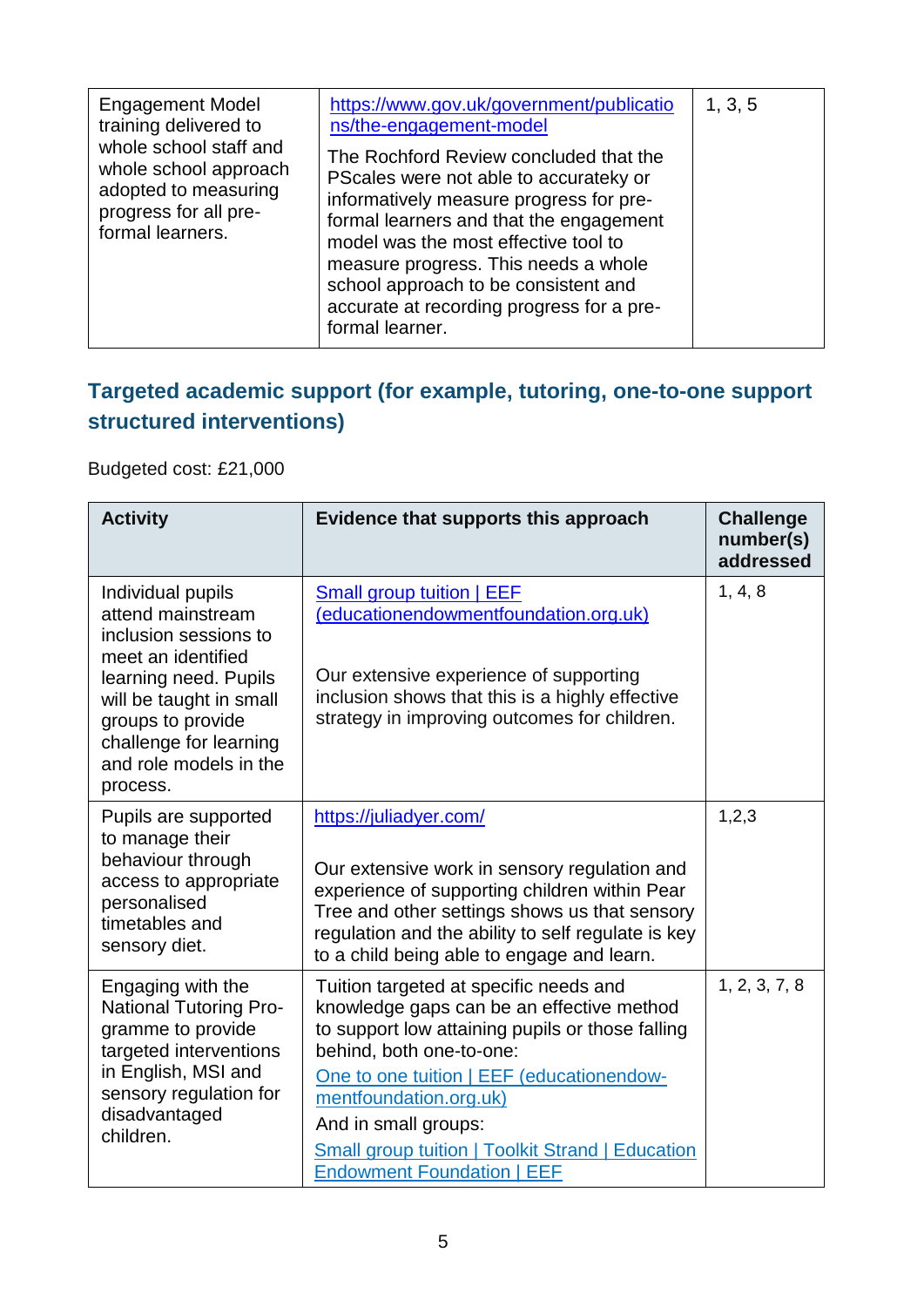| | | |
|---|---|---|
| Engagement Model training delivered to whole school staff and whole school approach adopted to measuring progress for all pre-formal learners. | https://www.gov.uk/government/publications/the-engagement-model<br><br>The Rochford Review concluded that the PScales were not able to accurateky or informatively measure progress for pre-formal learners and that the engagement model was the most effective tool to measure progress. This needs a whole school approach to be consistent and accurate at recording progress for a pre-formal learner. | 1, 3, 5 |

## Targeted academic support (for example, tutoring, one-to-one support structured interventions)

Budgeted cost: £21,000

| Activity | Evidence that supports this approach | Challenge number(s) addressed |
|---|---|---|
| Individual pupils attend mainstream inclusion sessions to meet an identified learning need. Pupils will be taught in small groups to provide challenge for learning and role models in the process. | [Small group tuition \| EEF (educationendowmentfoundation.org.uk)](https://educationendowmentfoundation.org.uk)<br><br>Our extensive experience of supporting inclusion shows that this is a highly effective strategy in improving outcomes for children. | 1, 4, 8 |
| Pupils are supported to manage their behaviour through access to appropriate personalised timetables and sensory diet. | https://juliadyer.com/<br><br>Our extensive work in sensory regulation and experience of supporting children within Pear Tree and other settings shows us that sensory regulation and the ability to self regulate is key to a child being able to engage and learn. | 1,2,3 |
| Engaging with the National Tutoring Programme to provide targeted interventions in English, MSI and sensory regulation for disadvantaged children. | Tuition targeted at specific needs and knowledge gaps can be an effective method to support low attaining pupils or those falling behind, both one-to-one:<br>[One to one tuition \| EEF (educationendowmentfoundation.org.uk)](https://educationendowmentfoundation.org.uk)<br>And in small groups:<br>[Small group tuition \| Toolkit Strand \| Education Endowment Foundation \| EEF](https://educationendowmentfoundation.org.uk) | 1, 2, 3, 7, 8 |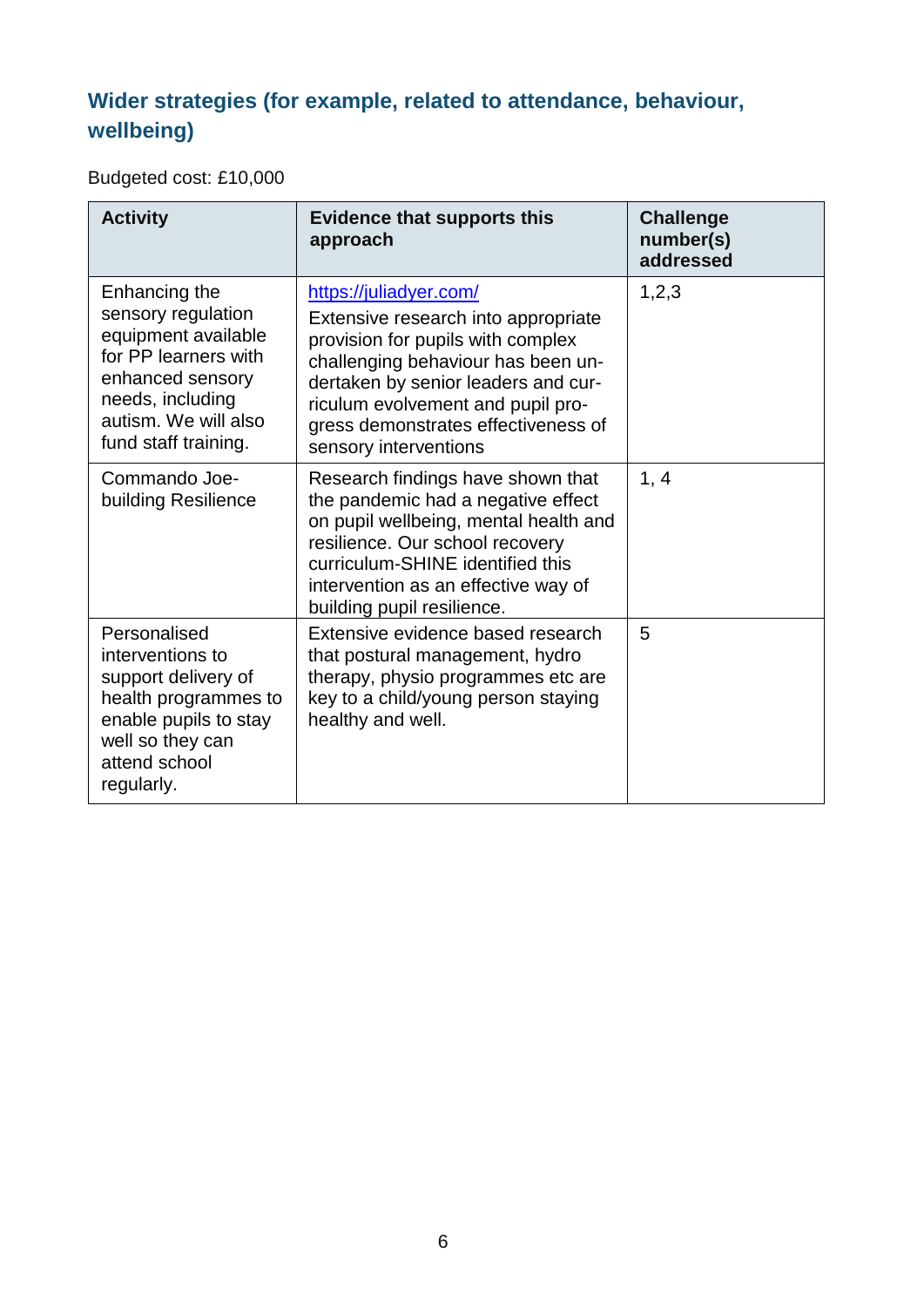## Wider strategies (for example, related to attendance, behaviour, wellbeing)

Budgeted cost: £10,000

| Activity | Evidence that supports this approach | Challenge number(s) addressed |
|---|---|---|
| Enhancing the sensory regulation equipment available for PP learners with enhanced sensory needs, including autism. We will also fund staff training. | https://juliadyer.com/ Extensive research into appropriate provision for pupils with complex challenging behaviour has been undertaken by senior leaders and curriculum evolvement and pupil progress demonstrates effectiveness of sensory interventions | 1,2,3 |
| Commando Joe-building Resilience | Research findings have shown that the pandemic had a negative effect on pupil wellbeing, mental health and resilience. Our school recovery curriculum-SHINE identified this intervention as an effective way of building pupil resilience. | 1, 4 |
| Personalised interventions to support delivery of health programmes to enable pupils to stay well so they can attend school regularly. | Extensive evidence based research that postural management, hydro therapy, physio programmes etc are key to a child/young person staying healthy and well. | 5 |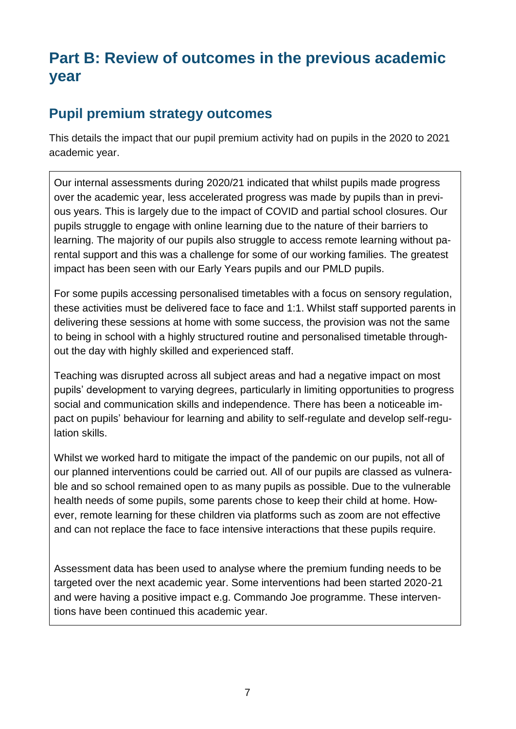# Part B: Review of outcomes in the previous academic year

## Pupil premium strategy outcomes

This details the impact that our pupil premium activity had on pupils in the 2020 to 2021 academic year.

Our internal assessments during 2020/21 indicated that whilst pupils made progress over the academic year, less accelerated progress was made by pupils than in previous years. This is largely due to the impact of COVID and partial school closures. Our pupils struggle to engage with online learning due to the nature of their barriers to learning. The majority of our pupils also struggle to access remote learning without parental support and this was a challenge for some of our working families. The greatest impact has been seen with our Early Years pupils and our PMLD pupils.

For some pupils accessing personalised timetables with a focus on sensory regulation, these activities must be delivered face to face and 1:1. Whilst staff supported parents in delivering these sessions at home with some success, the provision was not the same to being in school with a highly structured routine and personalised timetable throughout the day with highly skilled and experienced staff.

Teaching was disrupted across all subject areas and had a negative impact on most pupils' development to varying degrees, particularly in limiting opportunities to progress social and communication skills and independence. There has been a noticeable impact on pupils' behaviour for learning and ability to self-regulate and develop self-regulation skills.

Whilst we worked hard to mitigate the impact of the pandemic on our pupils, not all of our planned interventions could be carried out. All of our pupils are classed as vulnerable and so school remained open to as many pupils as possible. Due to the vulnerable health needs of some pupils, some parents chose to keep their child at home. However, remote learning for these children via platforms such as zoom are not effective and can not replace the face to face intensive interactions that these pupils require.

Assessment data has been used to analyse where the premium funding needs to be targeted over the next academic year. Some interventions had been started 2020-21 and were having a positive impact e.g. Commando Joe programme. These interventions have been continued this academic year.